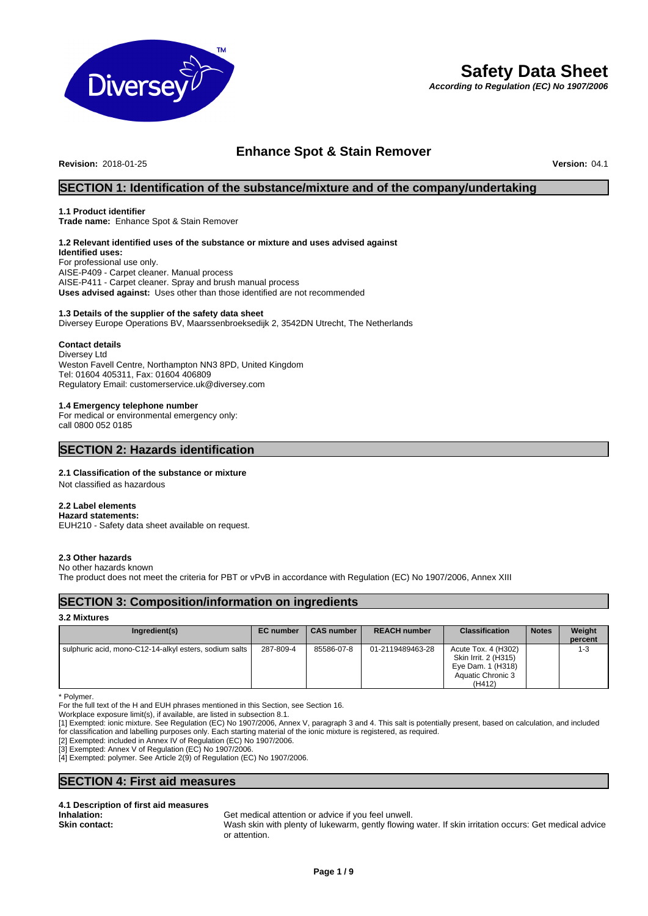# Safety Data Sheet

***According to Regulation (EC) No 1907/2006***

## Enhance Spot & Stain Remover

**Revision:** 2018-01-25 **Version:** 04.1

## SECTION 1: Identification of the substance/mixture and of the company/undertaking

### 1.1 Product identifier

**Trade name:** Enhance Spot & Stain Remover

### 1.2 Relevant identified uses of the substance or mixture and uses advised against

**Identified uses:**
For professional use only.
AISE-P409 - Carpet cleaner. Manual process
AISE-P411 - Carpet cleaner. Spray and brush manual process
**Uses advised against:** Uses other than those identified are not recommended

### 1.3 Details of the supplier of the safety data sheet

Diversey Europe Operations BV, Maarssenbroeksedijk 2, 3542DN Utrecht, The Netherlands

**Contact details**
Diversey Ltd
Weston Favell Centre, Northampton NN3 8PD, United Kingdom
Tel: 01604 405311, Fax: 01604 406809
Regulatory Email: customerservice.uk@diversey.com

### 1.4 Emergency telephone number

For medical or environmental emergency only:
call 0800 052 0185

## SECTION 2: Hazards identification

### 2.1 Classification of the substance or mixture

Not classified as hazardous

### 2.2 Label elements

**Hazard statements:**
EUH210 - Safety data sheet available on request.

### 2.3 Other hazards

No other hazards known
The product does not meet the criteria for PBT or vPvB in accordance with Regulation (EC) No 1907/2006, Annex XIII

## SECTION 3: Composition/information on ingredients

### 3.2 Mixtures

| Ingredient(s) | EC number | CAS number | REACH number | Classification | Notes | Weight percent |
|---|---|---|---|---|---|---|
| sulphuric acid, mono-C12-14-alkyl esters, sodium salts | 287-809-4 | 85586-07-8 | 01-2119489463-28 | Acute Tox. 4 (H302) Skin Irrit. 2 (H315) Eye Dam. 1 (H318) Aquatic Chronic 3 (H412) | | 1-3 |

* Polymer.
For the full text of the H and EUH phrases mentioned in this Section, see Section 16.
Workplace exposure limit(s), if available, are listed in subsection 8.1.
[1] Exempted: ionic mixture. See Regulation (EC) No 1907/2006, Annex V, paragraph 3 and 4. This salt is potentially present, based on calculation, and included for classification and labelling purposes only. Each starting material of the ionic mixture is registered, as required.
[2] Exempted: included in Annex IV of Regulation (EC) No 1907/2006.
[3] Exempted: Annex V of Regulation (EC) No 1907/2006.
[4] Exempted: polymer. See Article 2(9) of Regulation (EC) No 1907/2006.

## SECTION 4: First aid measures

### 4.1 Description of first aid measures

**Inhalation:** Get medical attention or advice if you feel unwell.
**Skin contact:** Wash skin with plenty of lukewarm, gently flowing water. If skin irritation occurs: Get medical advice or attention.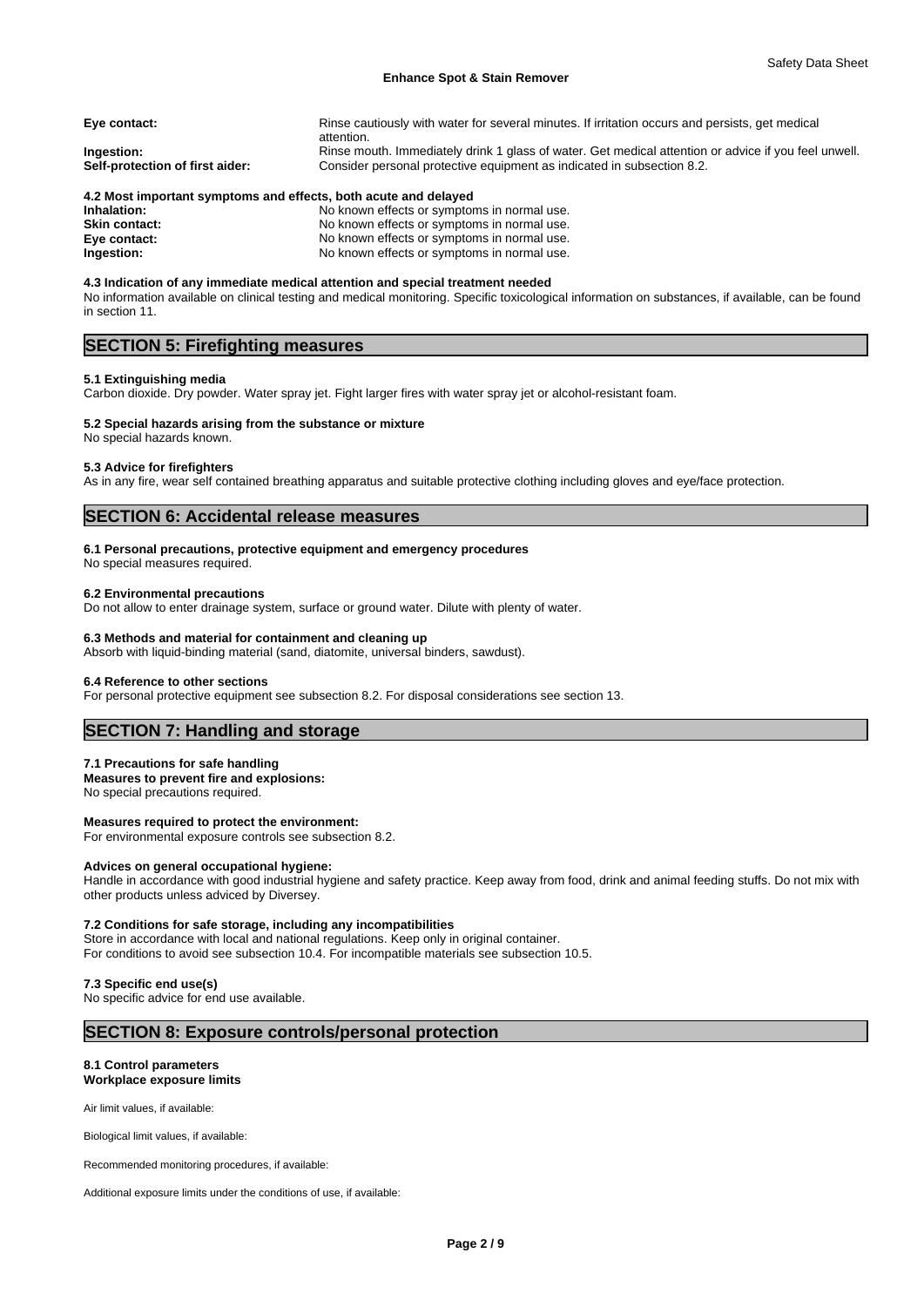**Eye contact:** Rinse cautiously with water for several minutes. If irritation occurs and persists, get medical attention.
**Ingestion:** Rinse mouth. Immediately drink 1 glass of water. Get medical attention or advice if you feel unwell.
**Self-protection of first aider:** Consider personal protective equipment as indicated in subsection 8.2.

**4.2 Most important symptoms and effects, both acute and delayed**

**Inhalation:** No known effects or symptoms in normal use.
**Skin contact:** No known effects or symptoms in normal use.
**Eye contact:** No known effects or symptoms in normal use.
**Ingestion:** No known effects or symptoms in normal use.

**4.3 Indication of any immediate medical attention and special treatment needed**

No information available on clinical testing and medical monitoring. Specific toxicological information on substances, if available, can be found in section 11.

## SECTION 5: Firefighting measures

**5.1 Extinguishing media**

Carbon dioxide. Dry powder. Water spray jet. Fight larger fires with water spray jet or alcohol-resistant foam.

**5.2 Special hazards arising from the substance or mixture**

No special hazards known.

**5.3 Advice for firefighters**

As in any fire, wear self contained breathing apparatus and suitable protective clothing including gloves and eye/face protection.

## SECTION 6: Accidental release measures

**6.1 Personal precautions, protective equipment and emergency procedures**

No special measures required.

**6.2 Environmental precautions**

Do not allow to enter drainage system, surface or ground water. Dilute with plenty of water.

**6.3 Methods and material for containment and cleaning up**

Absorb with liquid-binding material (sand, diatomite, universal binders, sawdust).

**6.4 Reference to other sections**

For personal protective equipment see subsection 8.2. For disposal considerations see section 13.

## SECTION 7: Handling and storage

**7.1 Precautions for safe handling**

**Measures to prevent fire and explosions:**

No special precautions required.

**Measures required to protect the environment:**

For environmental exposure controls see subsection 8.2.

**Advices on general occupational hygiene:**

Handle in accordance with good industrial hygiene and safety practice. Keep away from food, drink and animal feeding stuffs. Do not mix with other products unless adviced by Diversey.

**7.2 Conditions for safe storage, including any incompatibilities**

Store in accordance with local and national regulations. Keep only in original container.
For conditions to avoid see subsection 10.4. For incompatible materials see subsection 10.5.

**7.3 Specific end use(s)**

No specific advice for end use available.

## SECTION 8: Exposure controls/personal protection

**8.1 Control parameters**

**Workplace exposure limits**

Air limit values, if available:

Biological limit values, if available:

Recommended monitoring procedures, if available:

Additional exposure limits under the conditions of use, if available: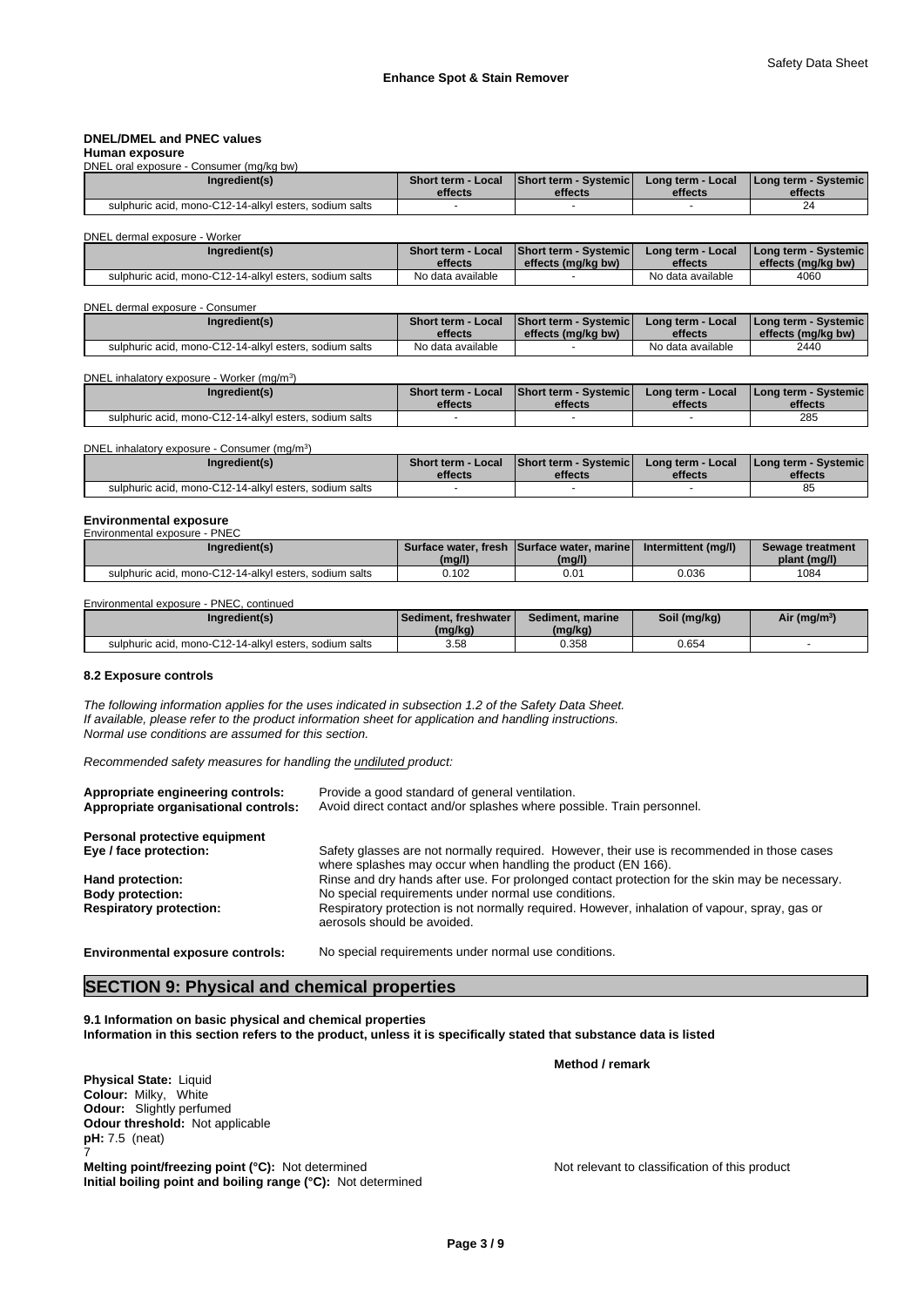### DNEL/DMEL and PNEC values

**Human exposure**

DNEL oral exposure - Consumer (mg/kg bw)

| Ingredient(s) | Short term - Local effects | Short term - Systemic effects | Long term - Local effects | Long term - Systemic effects |
|---|---|---|---|---|
| sulphuric acid, mono-C12-14-alkyl esters, sodium salts | - | - | - | 24 |

DNEL dermal exposure - Worker

| Ingredient(s) | Short term - Local effects | Short term - Systemic effects (mg/kg bw) | Long term - Local effects | Long term - Systemic effects (mg/kg bw) |
|---|---|---|---|---|
| sulphuric acid, mono-C12-14-alkyl esters, sodium salts | No data available | - | No data available | 4060 |

DNEL dermal exposure - Consumer

| Ingredient(s) | Short term - Local effects | Short term - Systemic effects (mg/kg bw) | Long term - Local effects | Long term - Systemic effects (mg/kg bw) |
|---|---|---|---|---|
| sulphuric acid, mono-C12-14-alkyl esters, sodium salts | No data available | - | No data available | 2440 |

DNEL inhalatory exposure - Worker (mg/m$^3$)

| Ingredient(s) | Short term - Local effects | Short term - Systemic effects | Long term - Local effects | Long term - Systemic effects |
|---|---|---|---|---|
| sulphuric acid, mono-C12-14-alkyl esters, sodium salts | - | - | - | 285 |

DNEL inhalatory exposure - Consumer (mg/m$^3$)

| Ingredient(s) | Short term - Local effects | Short term - Systemic effects | Long term - Local effects | Long term - Systemic effects |
|---|---|---|---|---|
| sulphuric acid, mono-C12-14-alkyl esters, sodium salts | - | - | - | 85 |

**Environmental exposure**

Environmental exposure - PNEC

| Ingredient(s) | Surface water, fresh (mg/l) | Surface water, marine (mg/l) | Intermittent (mg/l) | Sewage treatment plant (mg/l) |
|---|---|---|---|---|
| sulphuric acid, mono-C12-14-alkyl esters, sodium salts | 0.102 | 0.01 | 0.036 | 1084 |

Environmental exposure - PNEC, continued

| Ingredient(s) | Sediment, freshwater (mg/kg) | Sediment, marine (mg/kg) | Soil (mg/kg) | Air (mg/m$^3$) |
|---|---|---|---|---|
| sulphuric acid, mono-C12-14-alkyl esters, sodium salts | 3.58 | 0.358 | 0.654 | - |

#### 8.2 Exposure controls

*The following information applies for the uses indicated in subsection 1.2 of the Safety Data Sheet.*
*If available, please refer to the product information sheet for application and handling instructions.*
*Normal use conditions are assumed for this section.*

*Recommended safety measures for handling the undiluted product:*

**Appropriate engineering controls:** Provide a good standard of general ventilation.
**Appropriate organisational controls:** Avoid direct contact and/or splashes where possible. Train personnel.

**Personal protective equipment**
**Eye / face protection:** Safety glasses are not normally required. However, their use is recommended in those cases where splashes may occur when handling the product (EN 166).
**Hand protection:** Rinse and dry hands after use. For prolonged contact protection for the skin may be necessary.
**Body protection:** No special requirements under normal use conditions.
**Respiratory protection:** Respiratory protection is not normally required. However, inhalation of vapour, spray, gas or aerosols should be avoided.

**Environmental exposure controls:** No special requirements under normal use conditions.

## SECTION 9: Physical and chemical properties

**9.1 Information on basic physical and chemical properties**
**Information in this section refers to the product, unless it is specifically stated that substance data is listed**

**Method / remark**

**Physical State:** Liquid
**Colour:** Milky, White
**Odour:** Slightly perfumed
**Odour threshold:** Not applicable
**pH:** 7.5 (neat)
7
**Melting point/freezing point (°C):** Not determined — Not relevant to classification of this product
**Initial boiling point and boiling range (°C):** Not determined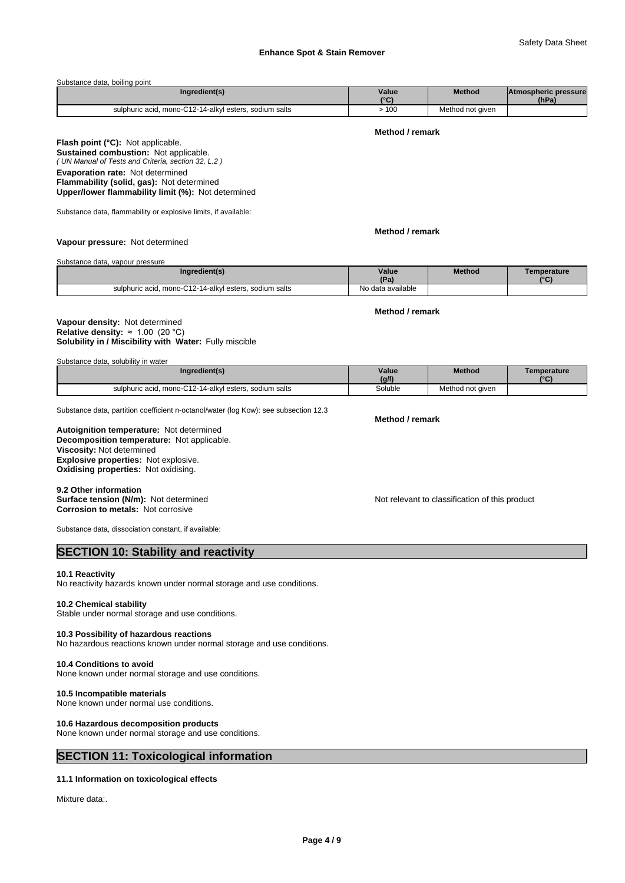Substance data, boiling point

| Ingredient(s) | Value (°C) | Method | Atmospheric pressure (hPa) |
|---|---|---|---|
| sulphuric acid, mono-C12-14-alkyl esters, sodium salts | > 100 | Method not given | |

**Method / remark**

**Flash point (°C):** Not applicable.
**Sustained combustion:** Not applicable.
*( UN Manual of Tests and Criteria, section 32, L.2 )*
**Evaporation rate:** Not determined
**Flammability (solid, gas):** Not determined
**Upper/lower flammability limit (%):** Not determined

Substance data, flammability or explosive limits, if available:

**Method / remark**

**Vapour pressure:** Not determined

Substance data, vapour pressure

| Ingredient(s) | Value (Pa) | Method | Temperature (°C) |
|---|---|---|---|
| sulphuric acid, mono-C12-14-alkyl esters, sodium salts | No data available | | |

**Method / remark**

**Vapour density:** Not determined
**Relative density:** ≈ 1.00 (20 °C)
**Solubility in / Miscibility with Water:** Fully miscible

Substance data, solubility in water

| Ingredient(s) | Value (g/l) | Method | Temperature (°C) |
|---|---|---|---|
| sulphuric acid, mono-C12-14-alkyl esters, sodium salts | Soluble | Method not given | |

Substance data, partition coefficient n-octanol/water (log Kow): see subsection 12.3

**Method / remark**

**Autoignition temperature:** Not determined
**Decomposition temperature:** Not applicable.
**Viscosity:** Not determined
**Explosive properties:** Not explosive.
**Oxidising properties:** Not oxidising.

**9.2 Other information**
**Surface tension (N/m):** Not determined
**Corrosion to metals:** Not corrosive

Not relevant to classification of this product

Substance data, dissociation constant, if available:

## SECTION 10: Stability and reactivity

**10.1 Reactivity**
No reactivity hazards known under normal storage and use conditions.

**10.2 Chemical stability**
Stable under normal storage and use conditions.

**10.3 Possibility of hazardous reactions**
No hazardous reactions known under normal storage and use conditions.

**10.4 Conditions to avoid**
None known under normal storage and use conditions.

**10.5 Incompatible materials**
None known under normal use conditions.

**10.6 Hazardous decomposition products**
None known under normal storage and use conditions.

## SECTION 11: Toxicological information

**11.1 Information on toxicological effects**

Mixture data:.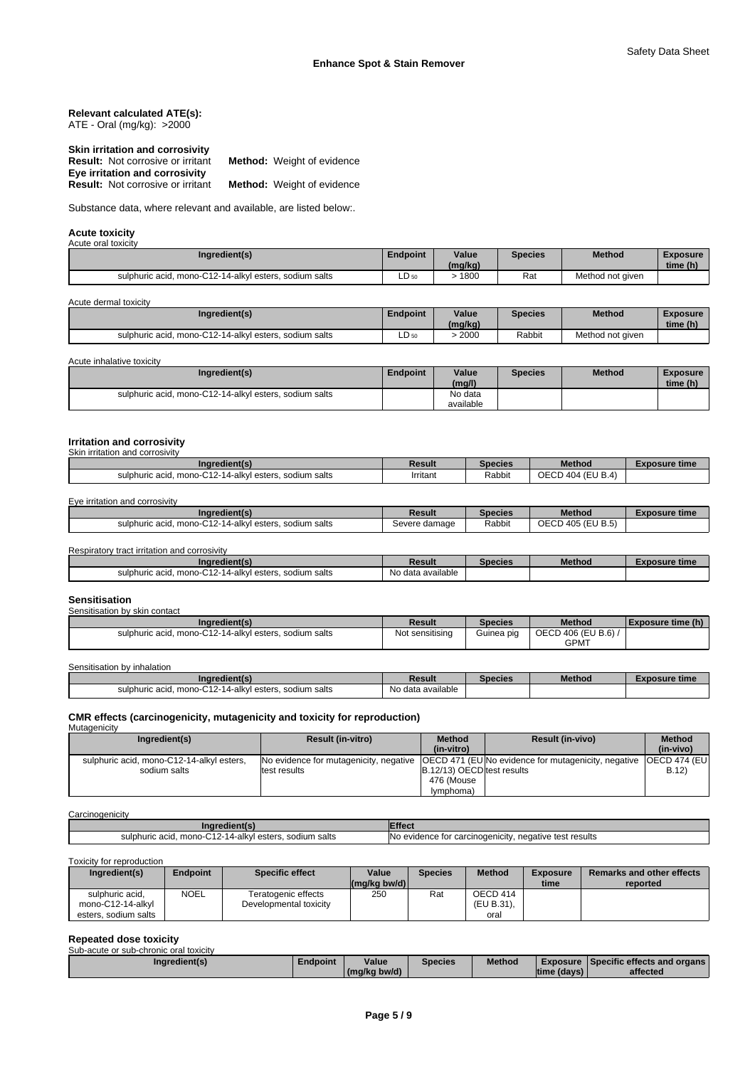**Relevant calculated ATE(s):**
ATE - Oral (mg/kg): >2000

**Skin irritation and corrosivity**
**Result:** Not corrosive or irritant **Method:** Weight of evidence
**Eye irritation and corrosivity**
**Result:** Not corrosive or irritant **Method:** Weight of evidence

Substance data, where relevant and available, are listed below:.

### Acute toxicity

Acute oral toxicity

| Ingredient(s) | Endpoint | Value (mg/kg) | Species | Method | Exposure time (h) |
|---|---|---|---|---|---|
| sulphuric acid, mono-C12-14-alkyl esters, sodium salts | $LD_{50}$ | > 1800 | Rat | Method not given | |

Acute dermal toxicity

| Ingredient(s) | Endpoint | Value (mg/kg) | Species | Method | Exposure time (h) |
|---|---|---|---|---|---|
| sulphuric acid, mono-C12-14-alkyl esters, sodium salts | $LD_{50}$ | > 2000 | Rabbit | Method not given | |

Acute inhalative toxicity

| Ingredient(s) | Endpoint | Value (mg/l) | Species | Method | Exposure time (h) |
|---|---|---|---|---|---|
| sulphuric acid, mono-C12-14-alkyl esters, sodium salts | | No data available | | | |

### Irritation and corrosivity

Skin irritation and corrosivity

| Ingredient(s) | Result | Species | Method | Exposure time |
|---|---|---|---|---|
| sulphuric acid, mono-C12-14-alkyl esters, sodium salts | Irritant | Rabbit | OECD 404 (EU B.4) | |

Eye irritation and corrosivity

| Ingredient(s) | Result | Species | Method | Exposure time |
|---|---|---|---|---|
| sulphuric acid, mono-C12-14-alkyl esters, sodium salts | Severe damage | Rabbit | OECD 405 (EU B.5) | |

Respiratory tract irritation and corrosivity

| Ingredient(s) | Result | Species | Method | Exposure time |
|---|---|---|---|---|
| sulphuric acid, mono-C12-14-alkyl esters, sodium salts | No data available | | | |

### Sensitisation

Sensitisation by skin contact

| Ingredient(s) | Result | Species | Method | Exposure time (h) |
|---|---|---|---|---|
| sulphuric acid, mono-C12-14-alkyl esters, sodium salts | Not sensitising | Guinea pig | OECD 406 (EU B.6) / GPMT | |

Sensitisation by inhalation

| Ingredient(s) | Result | Species | Method | Exposure time |
|---|---|---|---|---|
| sulphuric acid, mono-C12-14-alkyl esters, sodium salts | No data available | | | |

### CMR effects (carcinogenicity, mutagenicity and toxicity for reproduction)

Mutagenicity

| Ingredient(s) | Result (in-vitro) | Method (in-vitro) | Result (in-vivo) | Method (in-vivo) |
|---|---|---|---|---|
| sulphuric acid, mono-C12-14-alkyl esters, sodium salts | No evidence for mutagenicity, negative test results | OECD 471 (EU B.12/13) OECD 476 (Mouse lymphoma) | No evidence for mutagenicity, negative test results | OECD 474 (EU B.12) |

Carcinogenicity

| Ingredient(s) | Effect |
|---|---|
| sulphuric acid, mono-C12-14-alkyl esters, sodium salts | No evidence for carcinogenicity, negative test results |

Toxicity for reproduction

| Ingredient(s) | Endpoint | Specific effect | Value (mg/kg bw/d) | Species | Method | Exposure time | Remarks and other effects reported |
|---|---|---|---|---|---|---|---|
| sulphuric acid, mono-C12-14-alkyl esters, sodium salts | NOEL | Teratogenic effects Developmental toxicity | 250 | Rat | OECD 414 (EU B.31), oral | | |

### Repeated dose toxicity

Sub-acute or sub-chronic oral toxicity

| Ingredient(s) | Endpoint | Value (mg/kg bw/d) | Species | Method | Exposure time (days) | Specific effects and organs affected |
|---|---|---|---|---|---|---|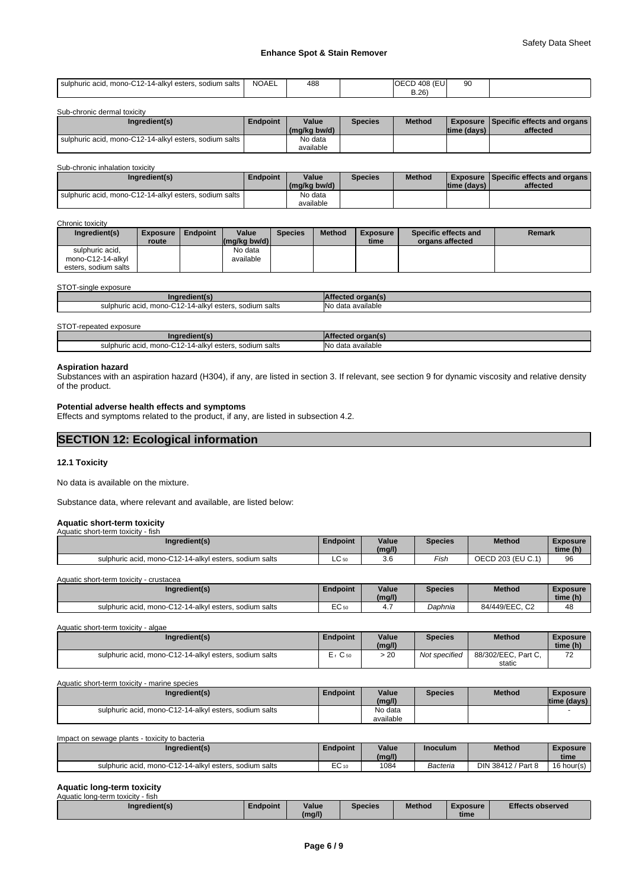| sulphuric acid, mono-C12-14-alkyl esters, sodium salts | NOAEL | 488 | | OECD 408 (EU B.26) | 90 | |
|---|---|---|---|---|---|---|

Sub-chronic dermal toxicity

| Ingredient(s) | Endpoint | Value (mg/kg bw/d) | Species | Method | Exposure time (days) | Specific effects and organs affected |
|---|---|---|---|---|---|---|
| sulphuric acid, mono-C12-14-alkyl esters, sodium salts | | No data available | | | | |

Sub-chronic inhalation toxicity

| Ingredient(s) | Endpoint | Value (mg/kg bw/d) | Species | Method | Exposure time (days) | Specific effects and organs affected |
|---|---|---|---|---|---|---|
| sulphuric acid, mono-C12-14-alkyl esters, sodium salts | | No data available | | | | |

Chronic toxicity

| Ingredient(s) | Exposure route | Endpoint | Value (mg/kg bw/d) | Species | Method | Exposure time | Specific effects and organs affected | Remark |
|---|---|---|---|---|---|---|---|---|
| sulphuric acid, mono-C12-14-alkyl esters, sodium salts | | | No data available | | | | | |

STOT-single exposure

| Ingredient(s) | Affected organ(s) |
|---|---|
| sulphuric acid, mono-C12-14-alkyl esters, sodium salts | No data available |

STOT-repeated exposure

| Ingredient(s) | Affected organ(s) |
|---|---|
| sulphuric acid, mono-C12-14-alkyl esters, sodium salts | No data available |

**Aspiration hazard**

Substances with an aspiration hazard (H304), if any, are listed in section 3. If relevant, see section 9 for dynamic viscosity and relative density of the product.

**Potential adverse health effects and symptoms**

Effects and symptoms related to the product, if any, are listed in subsection 4.2.

## SECTION 12: Ecological information

### 12.1 Toxicity

No data is available on the mixture.

Substance data, where relevant and available, are listed below:

**Aquatic short-term toxicity**

Aquatic short-term toxicity - fish

| Ingredient(s) | Endpoint | Value (mg/l) | Species | Method | Exposure time (h) |
|---|---|---|---|---|---|
| sulphuric acid, mono-C12-14-alkyl esters, sodium salts | $LC_{50}$ | 3.6 | *Fish* | OECD 203 (EU C.1) | 96 |

Aquatic short-term toxicity - crustacea

| Ingredient(s) | Endpoint | Value (mg/l) | Species | Method | Exposure time (h) |
|---|---|---|---|---|---|
| sulphuric acid, mono-C12-14-alkyl esters, sodium salts | $EC_{50}$ | 4.7 | *Daphnia* | 84/449/EEC, C2 | 48 |

Aquatic short-term toxicity - algae

| Ingredient(s) | Endpoint | Value (mg/l) | Species | Method | Exposure time (h) |
|---|---|---|---|---|---|
| sulphuric acid, mono-C12-14-alkyl esters, sodium salts | $E_rC_{50}$ | > 20 | *Not specified* | 88/302/EEC, Part C, static | 72 |

Aquatic short-term toxicity - marine species

| Ingredient(s) | Endpoint | Value (mg/l) | Species | Method | Exposure time (days) |
|---|---|---|---|---|---|
| sulphuric acid, mono-C12-14-alkyl esters, sodium salts | | No data available | | | - |

Impact on sewage plants - toxicity to bacteria

| Ingredient(s) | Endpoint | Value (mg/l) | Inoculum | Method | Exposure time |
|---|---|---|---|---|---|
| sulphuric acid, mono-C12-14-alkyl esters, sodium salts | $EC_{10}$ | 1084 | *Bacteria* | DIN 38412 / Part 8 | 16 hour(s) |

**Aquatic long-term toxicity**

Aquatic long-term toxicity - fish

| Ingredient(s) | Endpoint | Value (mg/l) | Species | Method | Exposure time | Effects observed |
|---|---|---|---|---|---|---|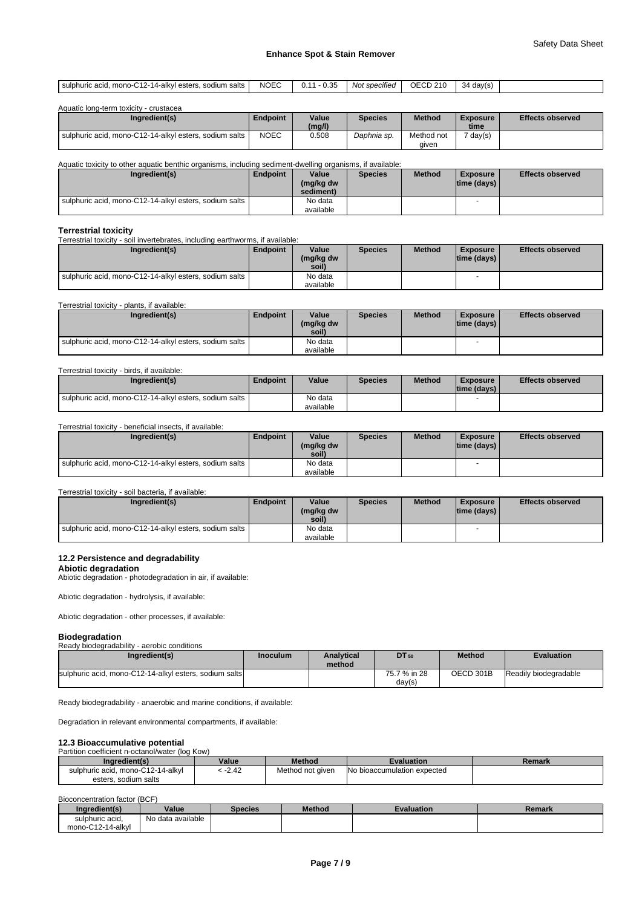| sulphuric acid, mono-C12-14-alkyl esters, sodium salts | NOEC | 0.11 - 0.35 | *Not specified* | OECD 210 | 34 day(s) | |
|---|---|---|---|---|---|---|

Aquatic long-term toxicity - crustacea

| Ingredient(s) | Endpoint | Value (mg/l) | Species | Method | Exposure time | Effects observed |
|---|---|---|---|---|---|---|
| sulphuric acid, mono-C12-14-alkyl esters, sodium salts | NOEC | 0.508 | *Daphnia sp.* | Method not given | 7 day(s) | |

Aquatic toxicity to other aquatic benthic organisms, including sediment-dwelling organisms, if available:

| Ingredient(s) | Endpoint | Value (mg/kg dw sediment) | Species | Method | Exposure time (days) | Effects observed |
|---|---|---|---|---|---|---|
| sulphuric acid, mono-C12-14-alkyl esters, sodium salts | | No data available | | | - | |

**Terrestrial toxicity**

Terrestrial toxicity - soil invertebrates, including earthworms, if available:

| Ingredient(s) | Endpoint | Value (mg/kg dw soil) | Species | Method | Exposure time (days) | Effects observed |
|---|---|---|---|---|---|---|
| sulphuric acid, mono-C12-14-alkyl esters, sodium salts | | No data available | | | - | |

Terrestrial toxicity - plants, if available:

| Ingredient(s) | Endpoint | Value (mg/kg dw soil) | Species | Method | Exposure time (days) | Effects observed |
|---|---|---|---|---|---|---|
| sulphuric acid, mono-C12-14-alkyl esters, sodium salts | | No data available | | | - | |

Terrestrial toxicity - birds, if available:

| Ingredient(s) | Endpoint | Value | Species | Method | Exposure time (days) | Effects observed |
|---|---|---|---|---|---|---|
| sulphuric acid, mono-C12-14-alkyl esters, sodium salts | | No data available | | | - | |

Terrestrial toxicity - beneficial insects, if available:

| Ingredient(s) | Endpoint | Value (mg/kg dw soil) | Species | Method | Exposure time (days) | Effects observed |
|---|---|---|---|---|---|---|
| sulphuric acid, mono-C12-14-alkyl esters, sodium salts | | No data available | | | - | |

Terrestrial toxicity - soil bacteria, if available:

| Ingredient(s) | Endpoint | Value (mg/kg dw soil) | Species | Method | Exposure time (days) | Effects observed |
|---|---|---|---|---|---|---|
| sulphuric acid, mono-C12-14-alkyl esters, sodium salts | | No data available | | | - | |

### 12.2 Persistence and degradability

**Abiotic degradation**

Abiotic degradation - photodegradation in air, if available:

Abiotic degradation - hydrolysis, if available:

Abiotic degradation - other processes, if available:

**Biodegradation**

Ready biodegradability - aerobic conditions

| Ingredient(s) | Inoculum | Analytical method | $DT_{50}$ | Method | Evaluation |
|---|---|---|---|---|---|
| sulphuric acid, mono-C12-14-alkyl esters, sodium salts | | | 75.7 % in 28 day(s) | OECD 301B | Readily biodegradable |

Ready biodegradability - anaerobic and marine conditions, if available:

Degradation in relevant environmental compartments, if available:

### 12.3 Bioaccumulative potential

Partition coefficient n-octanol/water (log Kow)

| Ingredient(s) | Value | Method | Evaluation | Remark |
|---|---|---|---|---|
| sulphuric acid, mono-C12-14-alkyl esters, sodium salts | < -2.42 | Method not given | No bioaccumulation expected | |

Bioconcentration factor (BCF)

| Ingredient(s) | Value | Species | Method | Evaluation | Remark |
|---|---|---|---|---|---|
| sulphuric acid, mono-C12-14-alkyl | No data available | | | | |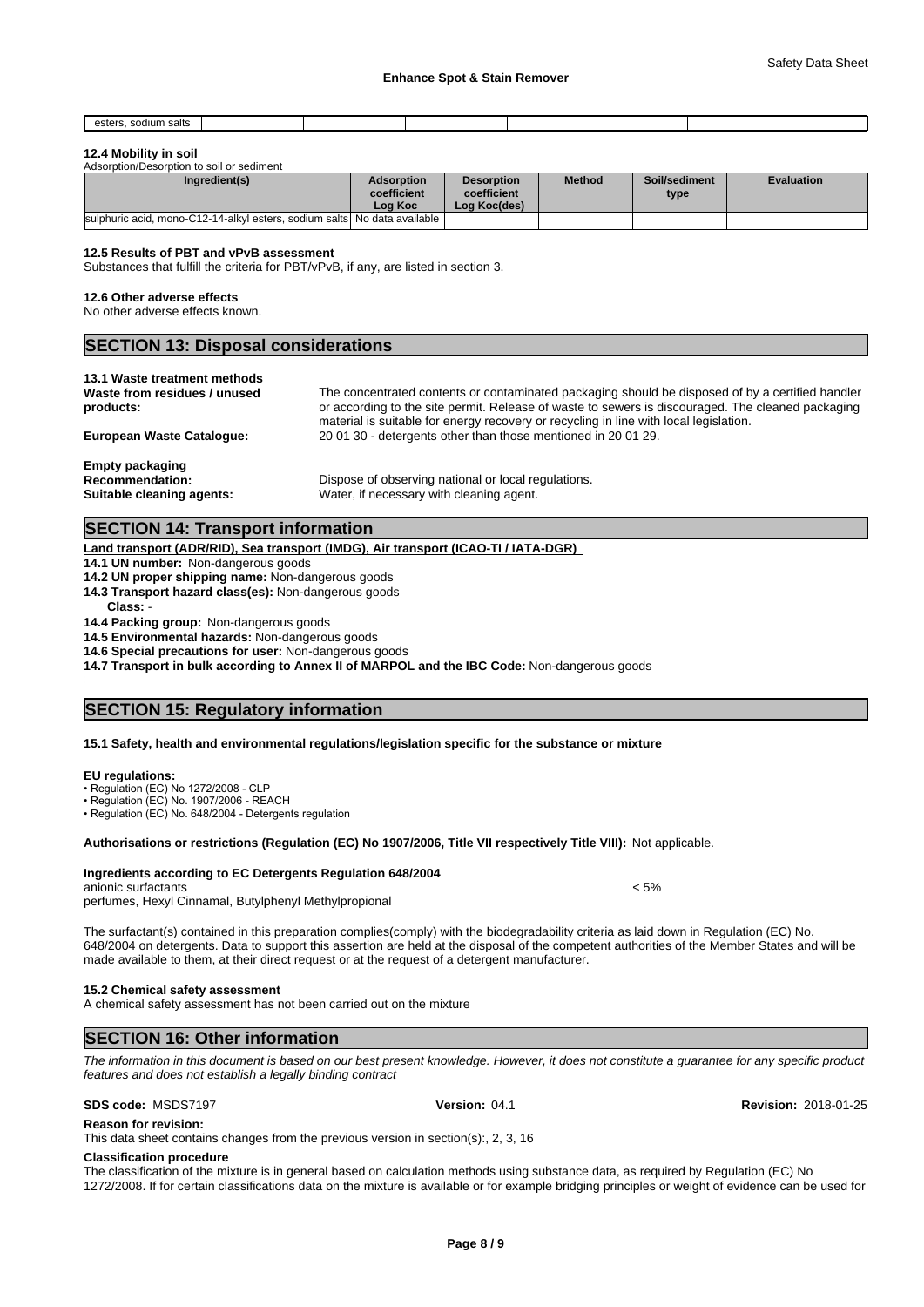| esters, sodium salts | | | | | |
|---|---|---|---|---|---|

#### 12.4 Mobility in soil

Adsorption/Desorption to soil or sediment

| Ingredient(s) | Adsorption coefficient Log Koc | Desorption coefficient Log Koc(des) | Method | Soil/sediment type | Evaluation |
|---|---|---|---|---|---|
| sulphuric acid, mono-C12-14-alkyl esters, sodium salts | No data available | | | | |

#### 12.5 Results of PBT and vPvB assessment

Substances that fulfill the criteria for PBT/vPvB, if any, are listed in section 3.

#### 12.6 Other adverse effects

No other adverse effects known.

## SECTION 13: Disposal considerations

#### 13.1 Waste treatment methods

**Waste from residues / unused products:** The concentrated contents or contaminated packaging should be disposed of by a certified handler or according to the site permit. Release of waste to sewers is discouraged. The cleaned packaging material is suitable for energy recovery or recycling in line with local legislation.

**European Waste Catalogue:** 20 01 30 - detergents other than those mentioned in 20 01 29.

**Empty packaging**

**Recommendation:** Dispose of observing national or local regulations.

**Suitable cleaning agents:** Water, if necessary with cleaning agent.

## SECTION 14: Transport information

**Land transport (ADR/RID), Sea transport (IMDG), Air transport (ICAO-TI / IATA-DGR)**

**14.1 UN number:** Non-dangerous goods

**14.2 UN proper shipping name:** Non-dangerous goods

**14.3 Transport hazard class(es):** Non-dangerous goods

**Class:** -

**14.4 Packing group:** Non-dangerous goods

**14.5 Environmental hazards:** Non-dangerous goods

**14.6 Special precautions for user:** Non-dangerous goods

**14.7 Transport in bulk according to Annex II of MARPOL and the IBC Code:** Non-dangerous goods

## SECTION 15: Regulatory information

#### 15.1 Safety, health and environmental regulations/legislation specific for the substance or mixture

**EU regulations:**

- Regulation (EC) No 1272/2008 - CLP
- Regulation (EC) No. 1907/2006 - REACH
- Regulation (EC) No. 648/2004 - Detergents regulation

**Authorisations or restrictions (Regulation (EC) No 1907/2006, Title VII respectively Title VIII):** Not applicable.

**Ingredients according to EC Detergents Regulation 648/2004**

anionic surfactants < 5%

perfumes, Hexyl Cinnamal, Butylphenyl Methylpropional

The surfactant(s) contained in this preparation complies(comply) with the biodegradability criteria as laid down in Regulation (EC) No. 648/2004 on detergents. Data to support this assertion are held at the disposal of the competent authorities of the Member States and will be made available to them, at their direct request or at the request of a detergent manufacturer.

#### 15.2 Chemical safety assessment

A chemical safety assessment has not been carried out on the mixture

## SECTION 16: Other information

*The information in this document is based on our best present knowledge. However, it does not constitute a guarantee for any specific product features and does not establish a legally binding contract*

**SDS code:** MSDS7197 **Version:** 04.1 **Revision:** 2018-01-25

**Reason for revision:**

This data sheet contains changes from the previous version in section(s):, 2, 3, 16

**Classification procedure**

The classification of the mixture is in general based on calculation methods using substance data, as required by Regulation (EC) No 1272/2008. If for certain classifications data on the mixture is available or for example bridging principles or weight of evidence can be used for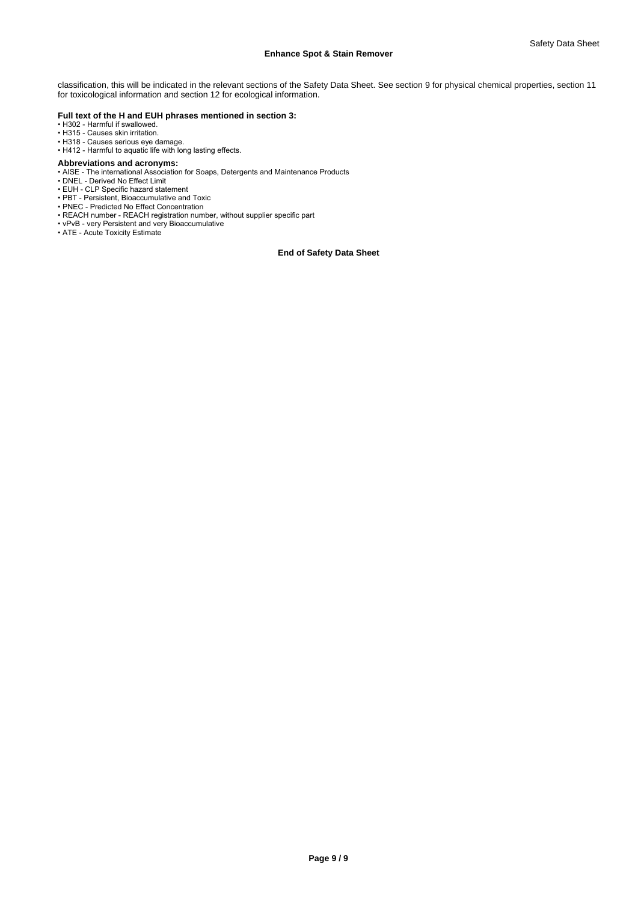classification, this will be indicated in the relevant sections of the Safety Data Sheet. See section 9 for physical chemical properties, section 11 for toxicological information and section 12 for ecological information.

**Full text of the H and EUH phrases mentioned in section 3:**

- H302 - Harmful if swallowed.
- H315 - Causes skin irritation.
- H318 - Causes serious eye damage.
- H412 - Harmful to aquatic life with long lasting effects.

**Abbreviations and acronyms:**

- AISE - The international Association for Soaps, Detergents and Maintenance Products
- DNEL - Derived No Effect Limit
- EUH - CLP Specific hazard statement
- PBT - Persistent, Bioaccumulative and Toxic
- PNEC - Predicted No Effect Concentration
- REACH number - REACH registration number, without supplier specific part
- vPvB - very Persistent and very Bioaccumulative
- ATE - Acute Toxicity Estimate

**End of Safety Data Sheet**